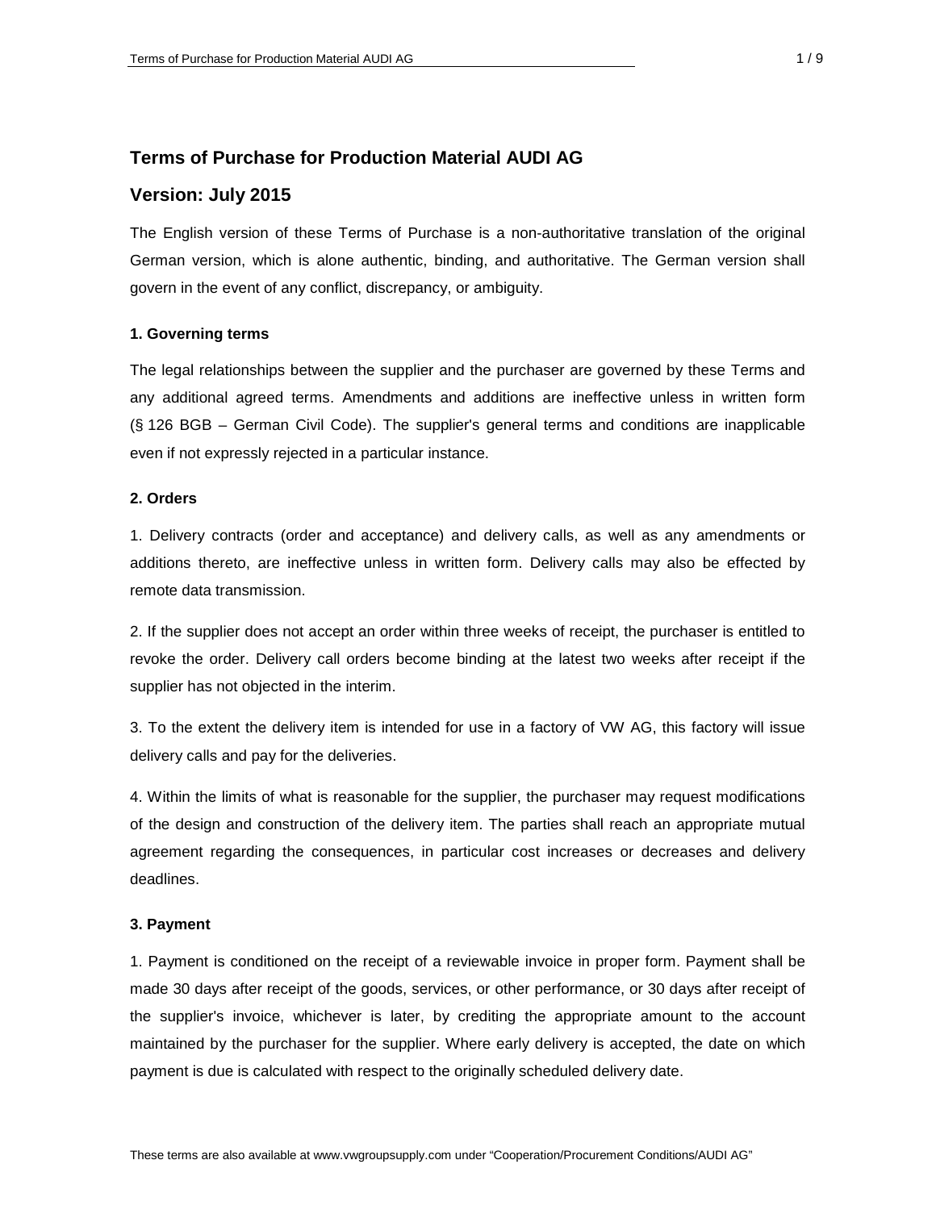# Terms of Purchase for Production Material AUDI AG

## Version: July 2015

The English version of these Terms of Purchase is a non-authoritative translation of the original German version, which is alone authentic, binding, and authoritative. The German version shall govern in the event of any conflict, discrepancy, or ambiguity.

### 1. Governing terms

The legal relationships between the supplier and the purchaser are governed by these Terms and any additional agreed terms. Amendments and additions are ineffective unless in written form (§ 126 BGB – German Civil Code). The supplier's general terms and conditions are inapplicable even if not expressly rejected in a particular instance.

### 2. Orders

1. Delivery contracts (order and acceptance) and delivery calls, as well as any amendments or additions thereto, are ineffective unless in written form. Delivery calls may also be effected by remote data transmission.

2. If the supplier does not accept an order within three weeks of receipt, the purchaser is entitled to revoke the order. Delivery call orders become binding at the latest two weeks after receipt if the supplier has not objected in the interim.

3. To the extent the delivery item is intended for use in a factory of VW AG, this factory will issue delivery calls and pay for the deliveries.

4. Within the limits of what is reasonable for the supplier, the purchaser may request modifications of the design and construction of the delivery item. The parties shall reach an appropriate mutual agreement regarding the consequences, in particular cost increases or decreases and delivery deadlines.

### 3. Payment

1. Payment is conditioned on the receipt of a reviewable invoice in proper form. Payment shall be made 30 days after receipt of the goods, services, or other performance, or 30 days after receipt of the supplier's invoice, whichever is later, by crediting the appropriate amount to the account maintained by the purchaser for the supplier. Where early delivery is accepted, the date on which payment is due is calculated with respect to the originally scheduled delivery date.

These terms are also available at www.vwgroupsupply.com under "Cooperation/Procurement Conditions/AUDI AG"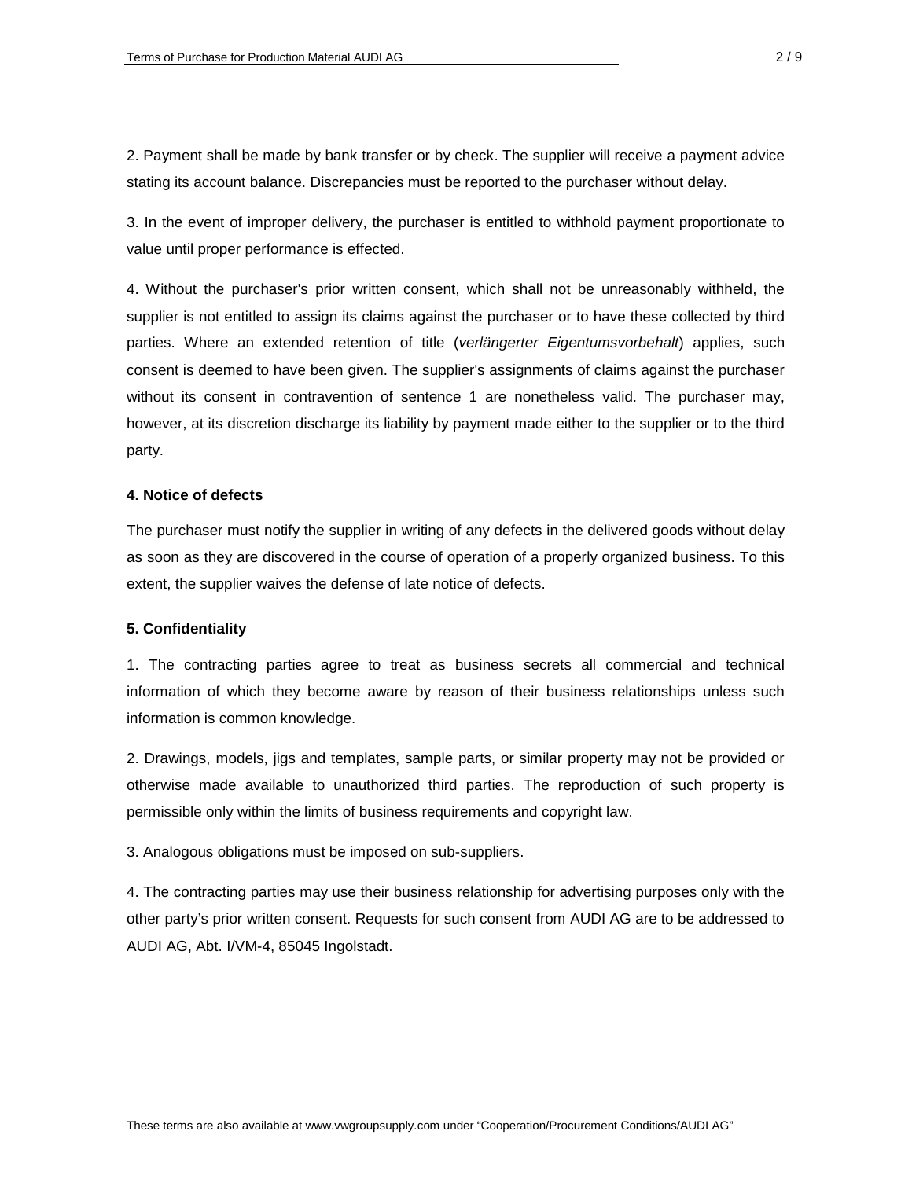2. Payment shall be made by bank transfer or by check. The supplier will receive a payment advice stating its account balance. Discrepancies must be reported to the purchaser without delay.

3. In the event of improper delivery, the purchaser is entitled to withhold payment proportionate to value until proper performance is effected.

4. Without the purchaser's prior written consent, which shall not be unreasonably withheld, the supplier is not entitled to assign its claims against the purchaser or to have these collected by third parties. Where an extended retention of title (*verlängerter Eigentumsvorbehalt*) applies, such consent is deemed to have been given. The supplier's assignments of claims against the purchaser without its consent in contravention of sentence 1 are nonetheless valid. The purchaser may, however, at its discretion discharge its liability by payment made either to the supplier or to the third party.

**4. Notice of defects**

The purchaser must notify the supplier in writing of any defects in the delivered goods without delay as soon as they are discovered in the course of operation of a properly organized business. To this extent, the supplier waives the defense of late notice of defects.

**5. Confidentiality**

1. The contracting parties agree to treat as business secrets all commercial and technical information of which they become aware by reason of their business relationships unless such information is common knowledge.

2. Drawings, models, jigs and templates, sample parts, or similar property may not be provided or otherwise made available to unauthorized third parties. The reproduction of such property is permissible only within the limits of business requirements and copyright law.

3. Analogous obligations must be imposed on sub-suppliers.

4. The contracting parties may use their business relationship for advertising purposes only with the other party's prior written consent. Requests for such consent from AUDI AG are to be addressed to AUDI AG, Abt. I/VM-4, 85045 Ingolstadt.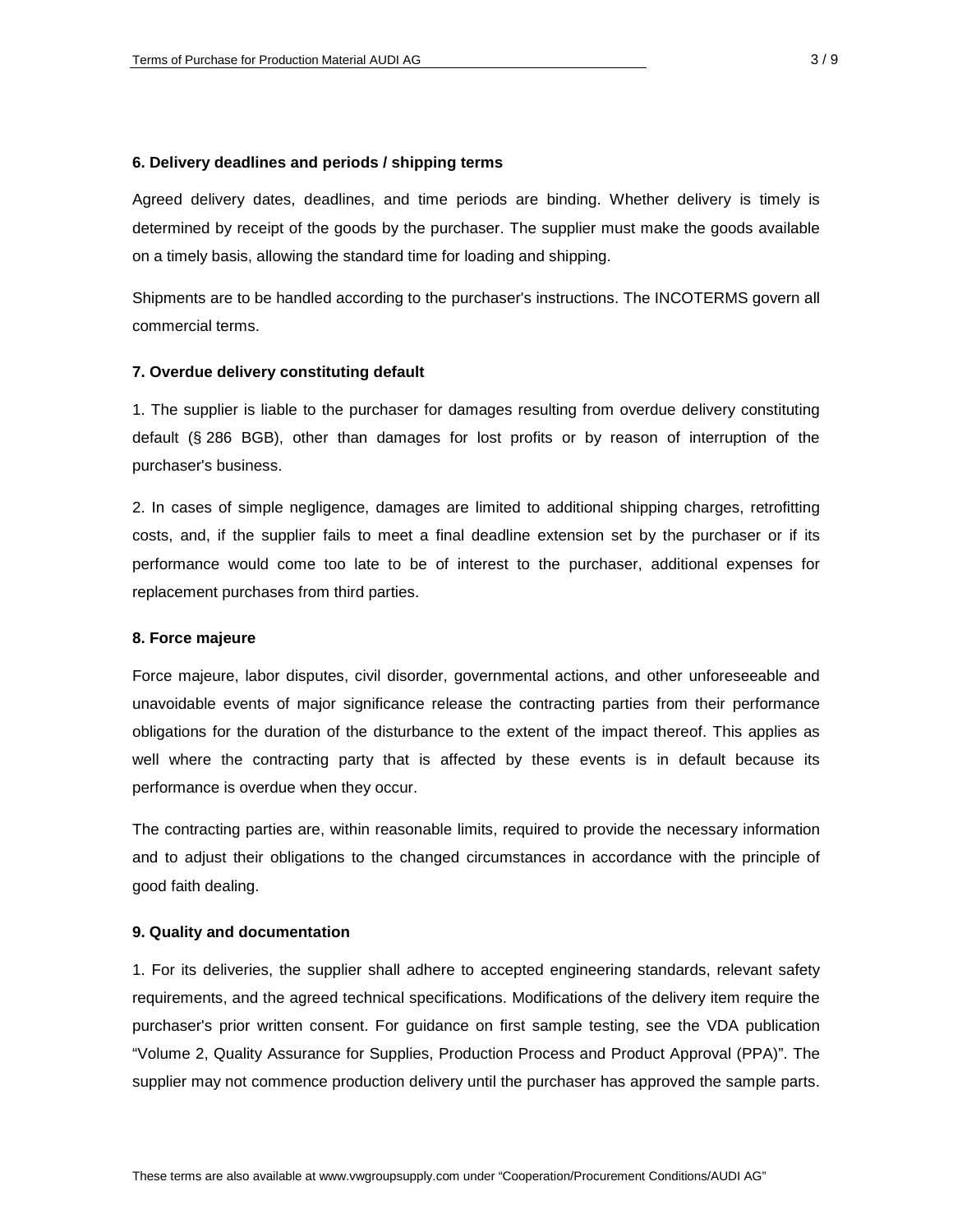**6. Delivery deadlines and periods / shipping terms**

Agreed delivery dates, deadlines, and time periods are binding. Whether delivery is timely is determined by receipt of the goods by the purchaser. The supplier must make the goods available on a timely basis, allowing the standard time for loading and shipping.

Shipments are to be handled according to the purchaser's instructions. The INCOTERMS govern all commercial terms.

**7. Overdue delivery constituting default**

1. The supplier is liable to the purchaser for damages resulting from overdue delivery constituting default (§ 286 BGB), other than damages for lost profits or by reason of interruption of the purchaser's business.

2. In cases of simple negligence, damages are limited to additional shipping charges, retrofitting costs, and, if the supplier fails to meet a final deadline extension set by the purchaser or if its performance would come too late to be of interest to the purchaser, additional expenses for replacement purchases from third parties.

**8. Force majeure**

Force majeure, labor disputes, civil disorder, governmental actions, and other unforeseeable and unavoidable events of major significance release the contracting parties from their performance obligations for the duration of the disturbance to the extent of the impact thereof. This applies as well where the contracting party that is affected by these events is in default because its performance is overdue when they occur.

The contracting parties are, within reasonable limits, required to provide the necessary information and to adjust their obligations to the changed circumstances in accordance with the principle of good faith dealing.

**9. Quality and documentation**

1. For its deliveries, the supplier shall adhere to accepted engineering standards, relevant safety requirements, and the agreed technical specifications. Modifications of the delivery item require the purchaser's prior written consent. For guidance on first sample testing, see the VDA publication "Volume 2, Quality Assurance for Supplies, Production Process and Product Approval (PPA)". The supplier may not commence production delivery until the purchaser has approved the sample parts.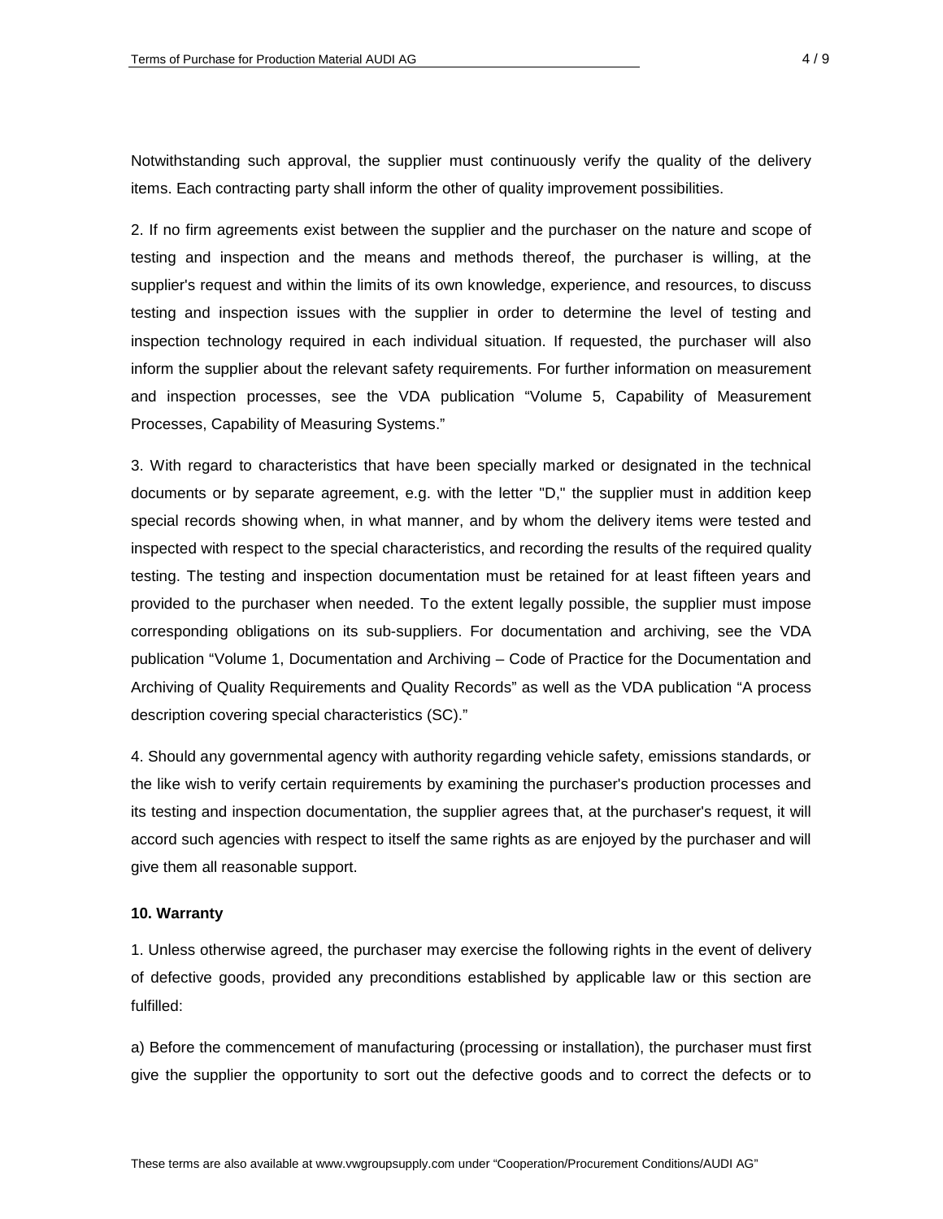Notwithstanding such approval, the supplier must continuously verify the quality of the delivery items. Each contracting party shall inform the other of quality improvement possibilities.

2. If no firm agreements exist between the supplier and the purchaser on the nature and scope of testing and inspection and the means and methods thereof, the purchaser is willing, at the supplier's request and within the limits of its own knowledge, experience, and resources, to discuss testing and inspection issues with the supplier in order to determine the level of testing and inspection technology required in each individual situation. If requested, the purchaser will also inform the supplier about the relevant safety requirements. For further information on measurement and inspection processes, see the VDA publication "Volume 5, Capability of Measurement Processes, Capability of Measuring Systems."

3. With regard to characteristics that have been specially marked or designated in the technical documents or by separate agreement, e.g. with the letter "D," the supplier must in addition keep special records showing when, in what manner, and by whom the delivery items were tested and inspected with respect to the special characteristics, and recording the results of the required quality testing. The testing and inspection documentation must be retained for at least fifteen years and provided to the purchaser when needed. To the extent legally possible, the supplier must impose corresponding obligations on its sub-suppliers. For documentation and archiving, see the VDA publication "Volume 1, Documentation and Archiving – Code of Practice for the Documentation and Archiving of Quality Requirements and Quality Records" as well as the VDA publication "A process description covering special characteristics (SC)."

4. Should any governmental agency with authority regarding vehicle safety, emissions standards, or the like wish to verify certain requirements by examining the purchaser's production processes and its testing and inspection documentation, the supplier agrees that, at the purchaser's request, it will accord such agencies with respect to itself the same rights as are enjoyed by the purchaser and will give them all reasonable support.

**10. Warranty**

1. Unless otherwise agreed, the purchaser may exercise the following rights in the event of delivery of defective goods, provided any preconditions established by applicable law or this section are fulfilled:

a) Before the commencement of manufacturing (processing or installation), the purchaser must first give the supplier the opportunity to sort out the defective goods and to correct the defects or to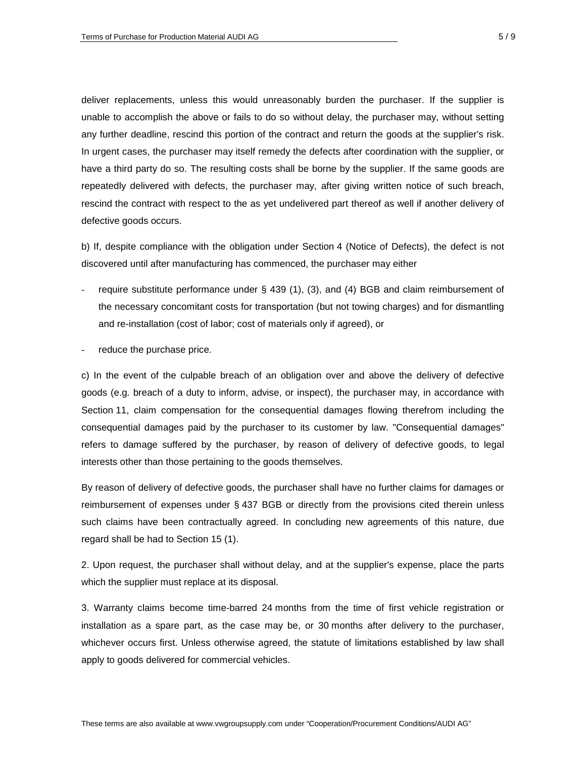deliver replacements, unless this would unreasonably burden the purchaser. If the supplier is unable to accomplish the above or fails to do so without delay, the purchaser may, without setting any further deadline, rescind this portion of the contract and return the goods at the supplier's risk. In urgent cases, the purchaser may itself remedy the defects after coordination with the supplier, or have a third party do so. The resulting costs shall be borne by the supplier. If the same goods are repeatedly delivered with defects, the purchaser may, after giving written notice of such breach, rescind the contract with respect to the as yet undelivered part thereof as well if another delivery of defective goods occurs.

b) If, despite compliance with the obligation under Section 4 (Notice of Defects), the defect is not discovered until after manufacturing has commenced, the purchaser may either

- require substitute performance under § 439 (1), (3), and (4) BGB and claim reimbursement of the necessary concomitant costs for transportation (but not towing charges) and for dismantling and re-installation (cost of labor; cost of materials only if agreed), or
- reduce the purchase price.

c) In the event of the culpable breach of an obligation over and above the delivery of defective goods (e.g. breach of a duty to inform, advise, or inspect), the purchaser may, in accordance with Section 11, claim compensation for the consequential damages flowing therefrom including the consequential damages paid by the purchaser to its customer by law. "Consequential damages" refers to damage suffered by the purchaser, by reason of delivery of defective goods, to legal interests other than those pertaining to the goods themselves.

By reason of delivery of defective goods, the purchaser shall have no further claims for damages or reimbursement of expenses under § 437 BGB or directly from the provisions cited therein unless such claims have been contractually agreed. In concluding new agreements of this nature, due regard shall be had to Section 15 (1).

2. Upon request, the purchaser shall without delay, and at the supplier's expense, place the parts which the supplier must replace at its disposal.

3. Warranty claims become time-barred 24 months from the time of first vehicle registration or installation as a spare part, as the case may be, or 30 months after delivery to the purchaser, whichever occurs first. Unless otherwise agreed, the statute of limitations established by law shall apply to goods delivered for commercial vehicles.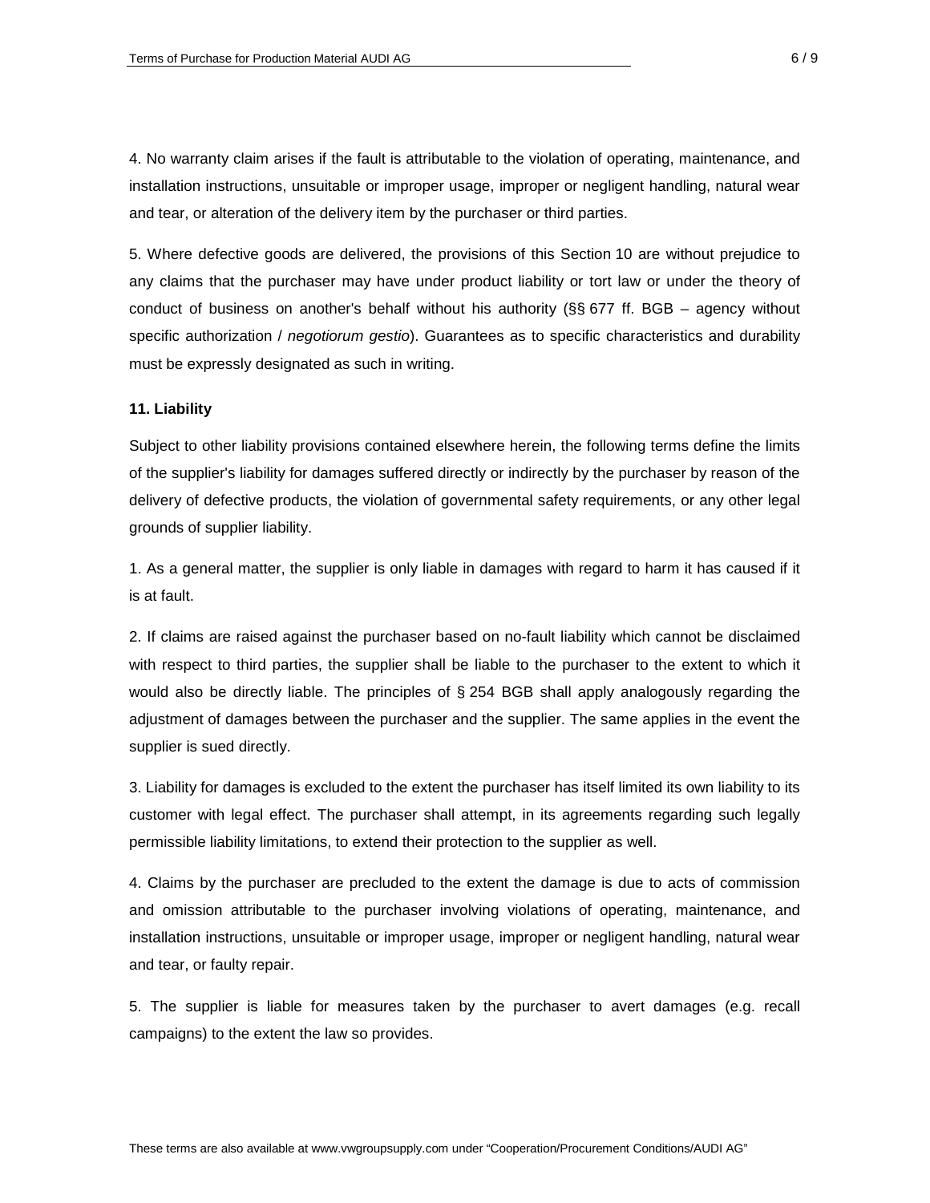4. No warranty claim arises if the fault is attributable to the violation of operating, maintenance, and installation instructions, unsuitable or improper usage, improper or negligent handling, natural wear and tear, or alteration of the delivery item by the purchaser or third parties.

5. Where defective goods are delivered, the provisions of this Section 10 are without prejudice to any claims that the purchaser may have under product liability or tort law or under the theory of conduct of business on another's behalf without his authority (§§ 677 ff. BGB – agency without specific authorization / *negotiorum gestio*). Guarantees as to specific characteristics and durability must be expressly designated as such in writing.

**11. Liability**

Subject to other liability provisions contained elsewhere herein, the following terms define the limits of the supplier's liability for damages suffered directly or indirectly by the purchaser by reason of the delivery of defective products, the violation of governmental safety requirements, or any other legal grounds of supplier liability.

1. As a general matter, the supplier is only liable in damages with regard to harm it has caused if it is at fault.

2. If claims are raised against the purchaser based on no-fault liability which cannot be disclaimed with respect to third parties, the supplier shall be liable to the purchaser to the extent to which it would also be directly liable. The principles of § 254 BGB shall apply analogously regarding the adjustment of damages between the purchaser and the supplier. The same applies in the event the supplier is sued directly.

3. Liability for damages is excluded to the extent the purchaser has itself limited its own liability to its customer with legal effect. The purchaser shall attempt, in its agreements regarding such legally permissible liability limitations, to extend their protection to the supplier as well.

4. Claims by the purchaser are precluded to the extent the damage is due to acts of commission and omission attributable to the purchaser involving violations of operating, maintenance, and installation instructions, unsuitable or improper usage, improper or negligent handling, natural wear and tear, or faulty repair.

5. The supplier is liable for measures taken by the purchaser to avert damages (e.g. recall campaigns) to the extent the law so provides.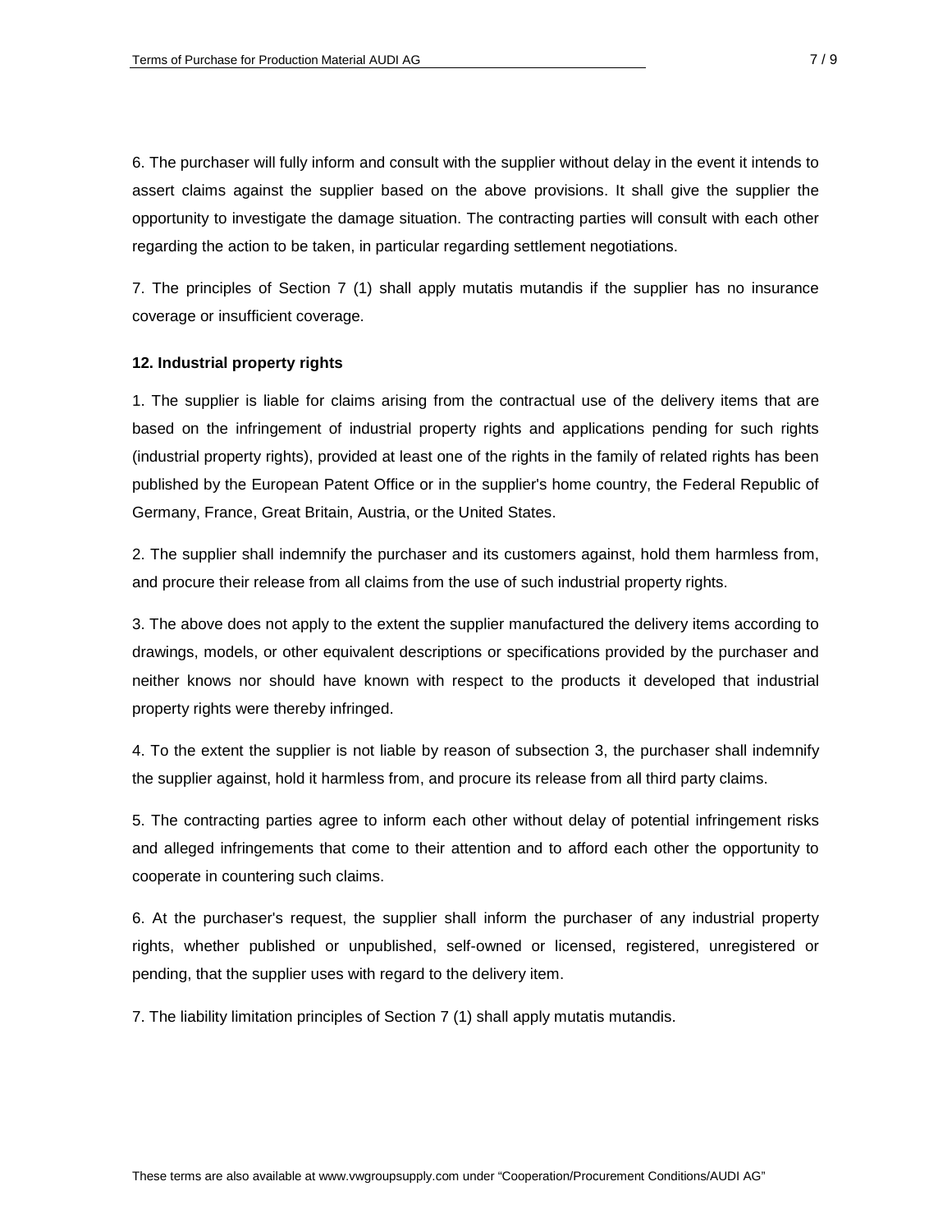6. The purchaser will fully inform and consult with the supplier without delay in the event it intends to assert claims against the supplier based on the above provisions. It shall give the supplier the opportunity to investigate the damage situation. The contracting parties will consult with each other regarding the action to be taken, in particular regarding settlement negotiations.

7. The principles of Section 7 (1) shall apply mutatis mutandis if the supplier has no insurance coverage or insufficient coverage.

**12. Industrial property rights**

1. The supplier is liable for claims arising from the contractual use of the delivery items that are based on the infringement of industrial property rights and applications pending for such rights (industrial property rights), provided at least one of the rights in the family of related rights has been published by the European Patent Office or in the supplier's home country, the Federal Republic of Germany, France, Great Britain, Austria, or the United States.

2. The supplier shall indemnify the purchaser and its customers against, hold them harmless from, and procure their release from all claims from the use of such industrial property rights.

3. The above does not apply to the extent the supplier manufactured the delivery items according to drawings, models, or other equivalent descriptions or specifications provided by the purchaser and neither knows nor should have known with respect to the products it developed that industrial property rights were thereby infringed.

4. To the extent the supplier is not liable by reason of subsection 3, the purchaser shall indemnify the supplier against, hold it harmless from, and procure its release from all third party claims.

5. The contracting parties agree to inform each other without delay of potential infringement risks and alleged infringements that come to their attention and to afford each other the opportunity to cooperate in countering such claims.

6. At the purchaser's request, the supplier shall inform the purchaser of any industrial property rights, whether published or unpublished, self-owned or licensed, registered, unregistered or pending, that the supplier uses with regard to the delivery item.

7. The liability limitation principles of Section 7 (1) shall apply mutatis mutandis.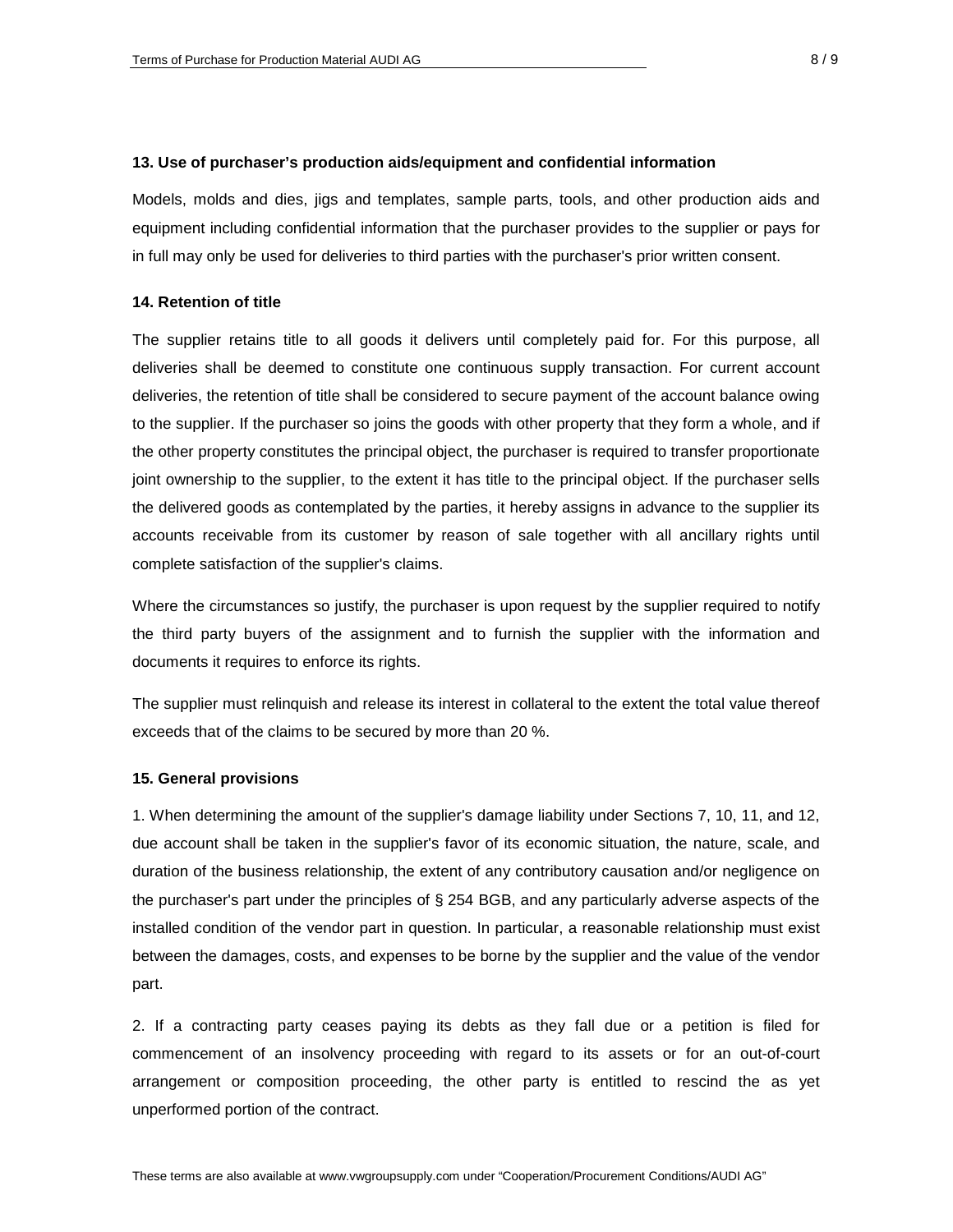### 13. Use of purchaser's production aids/equipment and confidential information

Models, molds and dies, jigs and templates, sample parts, tools, and other production aids and equipment including confidential information that the purchaser provides to the supplier or pays for in full may only be used for deliveries to third parties with the purchaser's prior written consent.

### 14. Retention of title

The supplier retains title to all goods it delivers until completely paid for. For this purpose, all deliveries shall be deemed to constitute one continuous supply transaction. For current account deliveries, the retention of title shall be considered to secure payment of the account balance owing to the supplier. If the purchaser so joins the goods with other property that they form a whole, and if the other property constitutes the principal object, the purchaser is required to transfer proportionate joint ownership to the supplier, to the extent it has title to the principal object. If the purchaser sells the delivered goods as contemplated by the parties, it hereby assigns in advance to the supplier its accounts receivable from its customer by reason of sale together with all ancillary rights until complete satisfaction of the supplier's claims.

Where the circumstances so justify, the purchaser is upon request by the supplier required to notify the third party buyers of the assignment and to furnish the supplier with the information and documents it requires to enforce its rights.

The supplier must relinquish and release its interest in collateral to the extent the total value thereof exceeds that of the claims to be secured by more than 20 %.

### 15. General provisions

1. When determining the amount of the supplier's damage liability under Sections 7, 10, 11, and 12, due account shall be taken in the supplier's favor of its economic situation, the nature, scale, and duration of the business relationship, the extent of any contributory causation and/or negligence on the purchaser's part under the principles of § 254 BGB, and any particularly adverse aspects of the installed condition of the vendor part in question. In particular, a reasonable relationship must exist between the damages, costs, and expenses to be borne by the supplier and the value of the vendor part.

2. If a contracting party ceases paying its debts as they fall due or a petition is filed for commencement of an insolvency proceeding with regard to its assets or for an out-of-court arrangement or composition proceeding, the other party is entitled to rescind the as yet unperformed portion of the contract.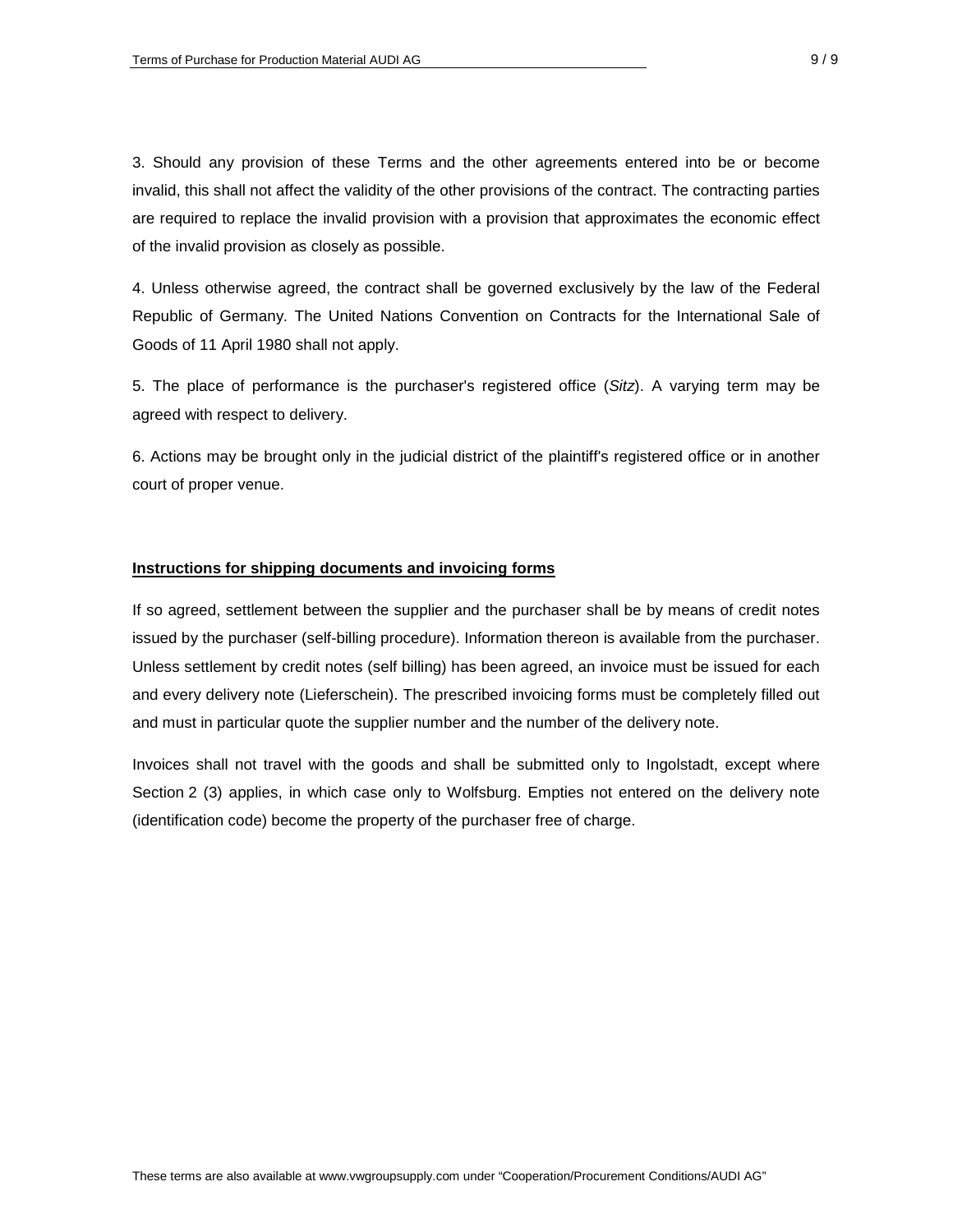3. Should any provision of these Terms and the other agreements entered into be or become invalid, this shall not affect the validity of the other provisions of the contract. The contracting parties are required to replace the invalid provision with a provision that approximates the economic effect of the invalid provision as closely as possible.

4. Unless otherwise agreed, the contract shall be governed exclusively by the law of the Federal Republic of Germany. The United Nations Convention on Contracts for the International Sale of Goods of 11 April 1980 shall not apply.

5. The place of performance is the purchaser's registered office (*Sitz*). A varying term may be agreed with respect to delivery.

6. Actions may be brought only in the judicial district of the plaintiff's registered office or in another court of proper venue.

**Instructions for shipping documents and invoicing forms**

If so agreed, settlement between the supplier and the purchaser shall be by means of credit notes issued by the purchaser (self-billing procedure). Information thereon is available from the purchaser. Unless settlement by credit notes (self billing) has been agreed, an invoice must be issued for each and every delivery note (Lieferschein). The prescribed invoicing forms must be completely filled out and must in particular quote the supplier number and the number of the delivery note.

Invoices shall not travel with the goods and shall be submitted only to Ingolstadt, except where Section 2 (3) applies, in which case only to Wolfsburg. Empties not entered on the delivery note (identification code) become the property of the purchaser free of charge.

These terms are also available at www.vwgroupsupply.com under "Cooperation/Procurement Conditions/AUDI AG"